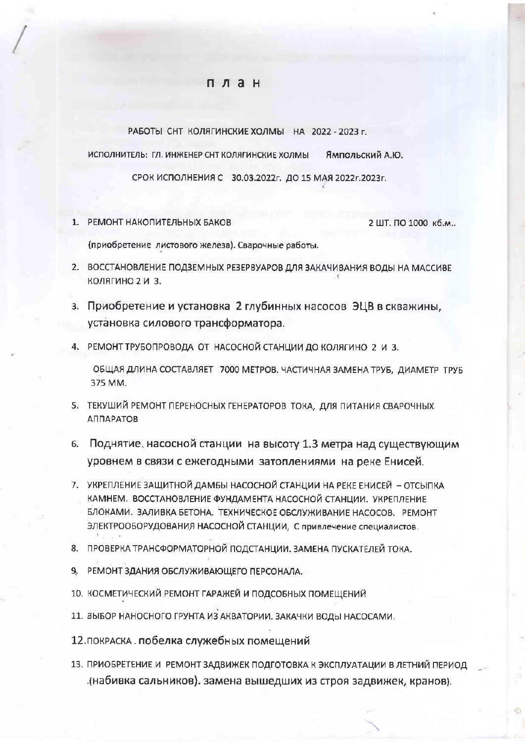# П Л А Н

РАБОТЫ СНТ КОЛЯГИНСКИЕ ХОЛМЫ НА 2022 - 2023 г.

ИСПОЛНИТЕЛЬ: ГЛ. ИНЖЕНЕР СНТ КОЛЯГИНСКИЕ ХОЛМЫ Ямпольский А.Ю.

СРОК ИСПОЛНЕНИЯ С 30.03.2022г. ДО 15 МАЯ 2022г.2023г.

1. РЕМОНТ НАКОПИТЕЛЬНЫХ БАКОВ 2 ШТ. ПО 1000 кб.м..

   (приобретение листового железа). Сварочные работы.

2. ВОССТАНОВЛЕНИЕ ПОДЗЕМНЫХ РЕЗЕРВУАРОВ ДЛЯ ЗАКАЧИВАНИЯ ВОДЫ НА МАССИВЕ КОЛЯГИНО 2 И 3.
3. Приобретение и установка 2 глубинных насосов ЭЦВ в скважины, установка силового трансформатора.
4. РЕМОНТ ТРУБОПРОВОДА ОТ НАСОСНОЙ СТАНЦИИ ДО КОЛЯГИНО 2 И 3.

   ОБЩАЯ ДЛИНА СОСТАВЛЯЕТ 7000 МЕТРОВ. ЧАСТИЧНАЯ ЗАМЕНА ТРУБ, ДИАМЕТР ТРУБ 375 ММ.

5. ТЕКУШИЙ РЕМОНТ ПЕРЕНОСНЫХ ГЕНЕРАТОРОВ ТОКА, ДЛЯ ПИТАНИЯ СВАРОЧНЫХ АППАРАТОВ
6. Поднятие. насосной станции на высоту 1.3 метра над существующим уровнем в связи с ежегодными затоплениями на реке Енисей.
7. УКРЕПЛЕНИЕ ЗАЩИТНОЙ ДАМБЫ НАСОСНОЙ СТАНЦИИ НА РЕКЕ ЕНИСЕЙ – ОТСЫПКА КАМНЕМ. ВОССТАНОВЛЕНИЕ ФУНДАМЕНТА НАСОСНОЙ СТАНЦИИ. УКРЕПЛЕНИЕ БЛОКАМИ. ЗАЛИВКА БЕТОНА. ТЕХНИЧЕСКОЕ ОБСЛУЖИВАНИЕ НАСОСОВ. РЕМОНТ ЭЛЕКТРООБОРУДОВАНИЯ НАСОСНОЙ СТАНЦИИ, С привлечение специалистов.
8. ПРОВЕРКА ТРАНСФОРМАТОРНОЙ ПОДСТАНЦИИ. ЗАМЕНА ПУСКАТЕЛЕЙ ТОКА.
9. РЕМОНТ ЗДАНИЯ ОБСЛУЖИВАЮЩЕГО ПЕРСОНАЛА.
10. КОСМЕТИЧЕСКИЙ РЕМОНТ ГАРАЖЕЙ И ПОДСОБНЫХ ПОМЕЩЕНИЙ
11. ВЫБОР НАНОСНОГО ГРУНТА ИЗ АКВАТОРИИ. ЗАКАЧКИ ВОДЫ НАСОСАМИ.
12. ПОКРАСКА . побелка служебных помещений
13. ПРИОБРЕТЕНИЕ И РЕМОНТ ЗАДВИЖЕК ПОДГОТОВКА К ЭКСПЛУАТАЦИИ В ЛЕТНИЙ ПЕРИОД .(набивка сальников). замена вышедших из строя задвижек, кранов).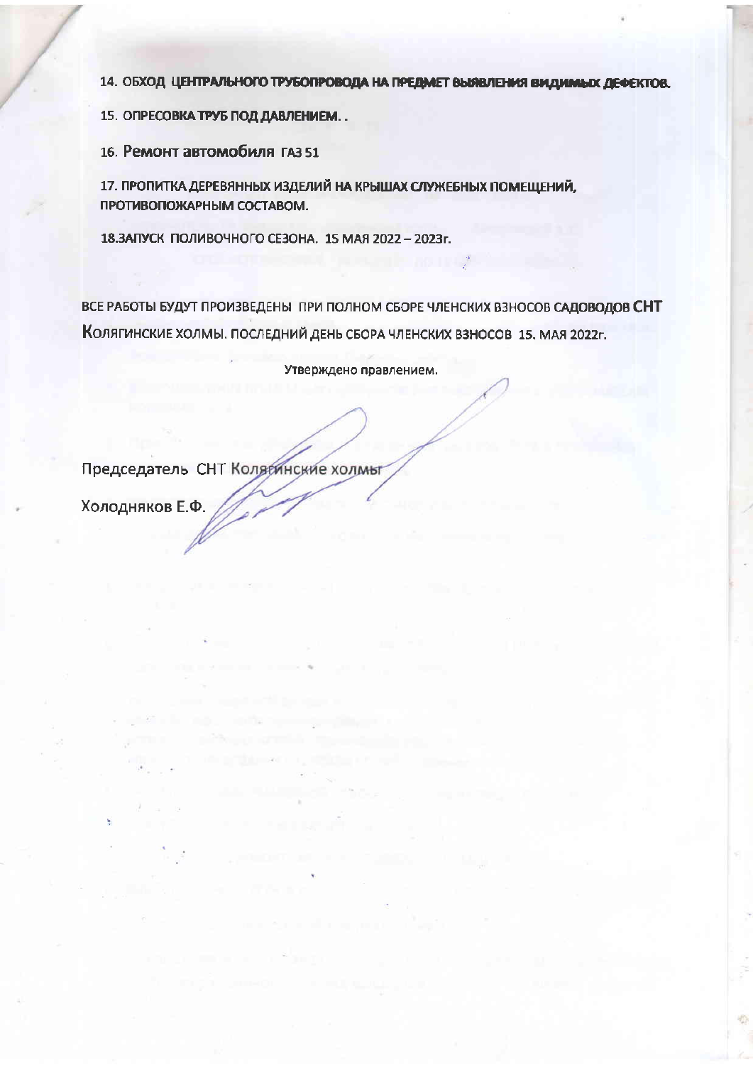14. ОБХОД ЦЕНТРАЛЬНОГО ТРУБОПРОВОДА НА ПРЕДМЕТ ВЫЯВЛЕНИЯ ВИДИМЫХ ДЕФЕКТОВ.

15. ОПРЕСОВКА ТРУБ ПОД ДАВЛЕНИЕМ. .

16. Ремонт автомобиля ГАЗ 51

17. ПРОПИТКА ДЕРЕВЯННЫХ ИЗДЕЛИЙ НА КРЫШАХ СЛУЖЕБНЫХ ПОМЕЩЕНИЙ, ПРОТИВОПОЖАРНЫМ СОСТАВОМ.

18. ЗАПУСК ПОЛИВОЧНОГО СЕЗОНА. 15 МАЯ 2022 – 2023г.

ВСЕ РАБОТЫ БУДУТ ПРОИЗВЕДЕНЫ ПРИ ПОЛНОМ СБОРЕ ЧЛЕНСКИХ ВЗНОСОВ САДОВОДОВ СНТ КОЛЯГИНСКИЕ ХОЛМЫ. ПОСЛЕДНИЙ ДЕНЬ СБОРА ЧЛЕНСКИХ ВЗНОСОВ 15. МАЯ 2022г.

Утверждено правлением.

Председатель СНТ Колягинские холмы

Холодняков Е.Ф.